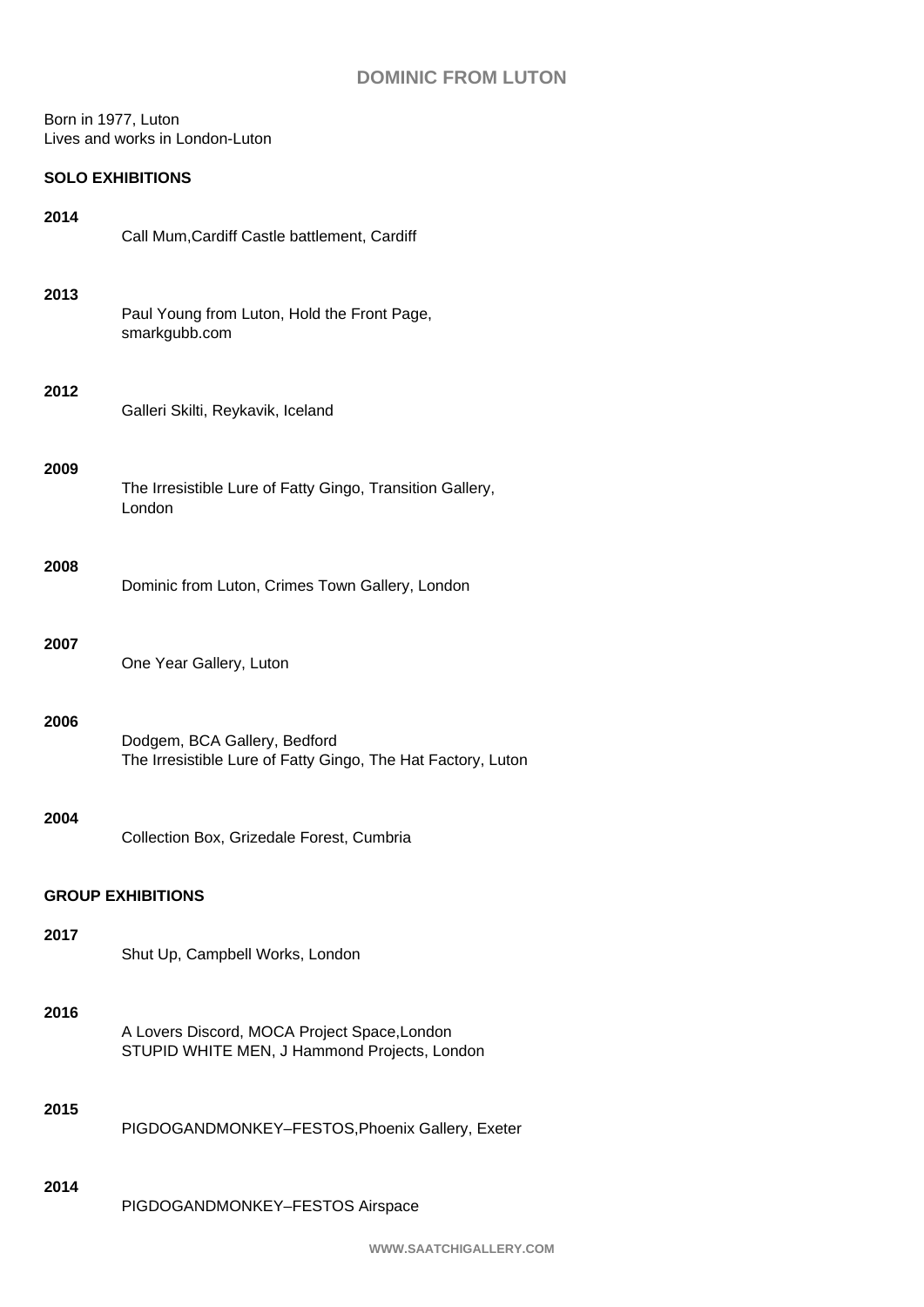# DOMINIC FROM LUTON

Born in 1977, Luton
Lives and works in London-Luton

## SOLO EXHIBITIONS

**2014**

Call Mum,Cardiff Castle battlement, Cardiff

**2013**

Paul Young from Luton, Hold the Front Page, smarkgubb.com

**2012**

Galleri Skilti, Reykavik, Iceland

**2009**

The Irresistible Lure of Fatty Gingo, Transition Gallery, London

**2008**

Dominic from Luton, Crimes Town Gallery, London

**2007**

One Year Gallery, Luton

**2006**

Dodgem, BCA Gallery, Bedford
The Irresistible Lure of Fatty Gingo, The Hat Factory, Luton

**2004**

Collection Box, Grizedale Forest, Cumbria

## GROUP EXHIBITIONS

**2017**

Shut Up, Campbell Works, London

**2016**

A Lovers Discord, MOCA Project Space,London
STUPID WHITE MEN, J Hammond Projects, London

**2015**

PIGDOGANDMONKEY–FESTOS,Phoenix Gallery, Exeter

**2014**

PIGDOGANDMONKEY–FESTOS Airspace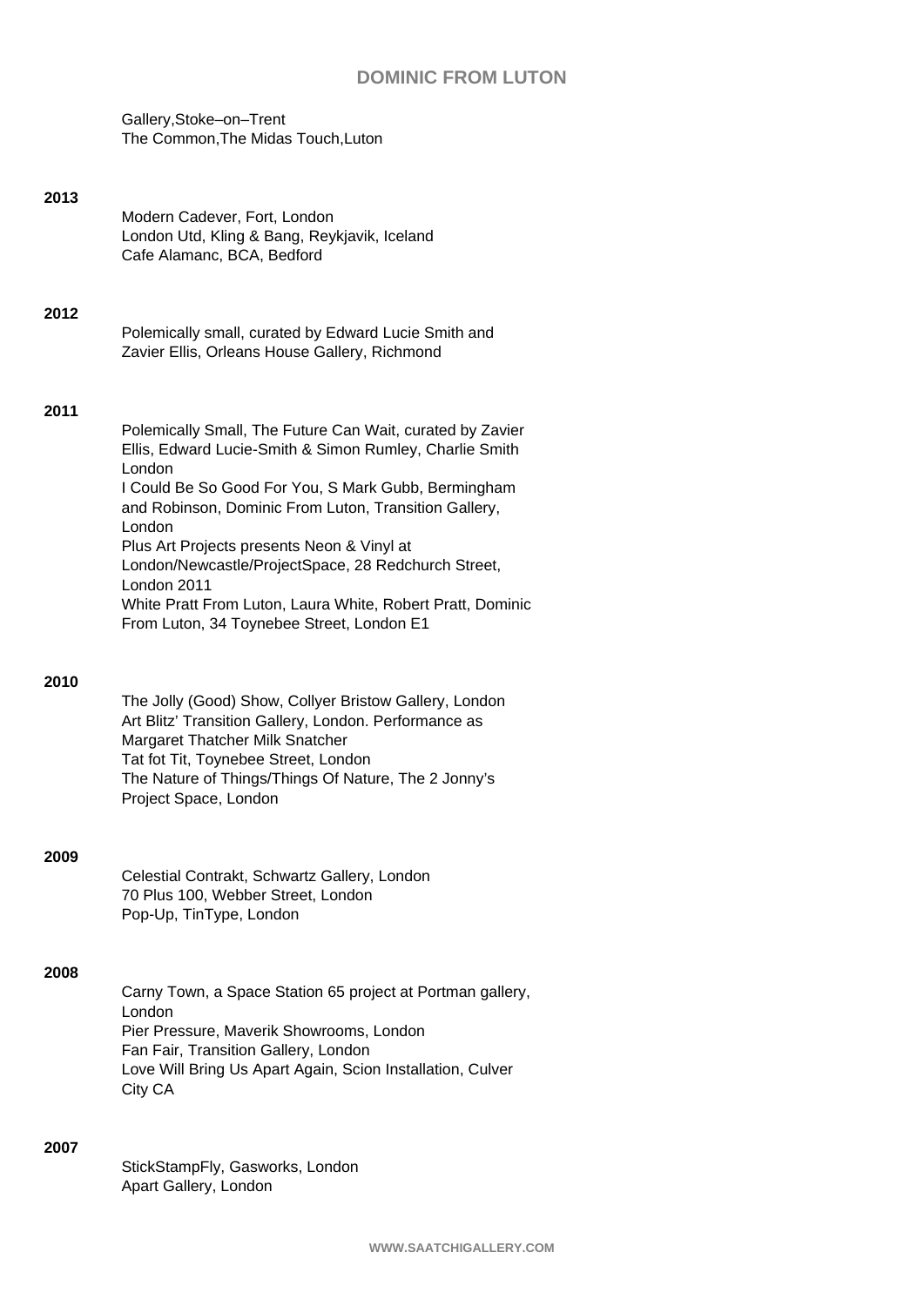Gallery,Stoke–on–Trent
The Common,The Midas Touch,Luton

**2013**

Modern Cadever, Fort, London
London Utd, Kling & Bang, Reykjavik, Iceland
Cafe Alamanc, BCA, Bedford

**2012**

Polemically small, curated by Edward Lucie Smith and Zavier Ellis, Orleans House Gallery, Richmond

**2011**

Polemically Small, The Future Can Wait, curated by Zavier Ellis, Edward Lucie-Smith & Simon Rumley, Charlie Smith London
I Could Be So Good For You, S Mark Gubb, Bermingham and Robinson, Dominic From Luton, Transition Gallery, London
Plus Art Projects presents Neon & Vinyl at London/Newcastle/ProjectSpace, 28 Redchurch Street, London 2011
White Pratt From Luton, Laura White, Robert Pratt, Dominic From Luton, 34 Toynebee Street, London E1

**2010**

The Jolly (Good) Show, Collyer Bristow Gallery, London
Art Blitz' Transition Gallery, London. Performance as Margaret Thatcher Milk Snatcher
Tat fot Tit, Toynebee Street, London
The Nature of Things/Things Of Nature, The 2 Jonny's Project Space, London

**2009**

Celestial Contrakt, Schwartz Gallery, London
70 Plus 100, Webber Street, London
Pop-Up, TinType, London

**2008**

Carny Town, a Space Station 65 project at Portman gallery, London
Pier Pressure, Maverik Showrooms, London
Fan Fair, Transition Gallery, London
Love Will Bring Us Apart Again, Scion Installation, Culver City CA

**2007**

StickStampFly, Gasworks, London
Apart Gallery, London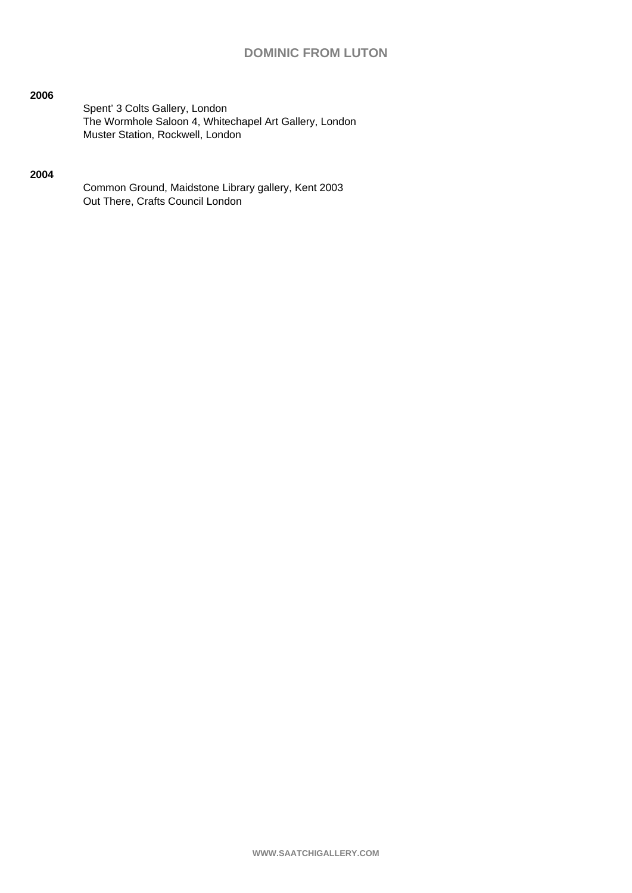**2006**

Spent' 3 Colts Gallery, London
The Wormhole Saloon 4, Whitechapel Art Gallery, London
Muster Station, Rockwell, London

**2004**

Common Ground, Maidstone Library gallery, Kent 2003
Out There, Crafts Council London